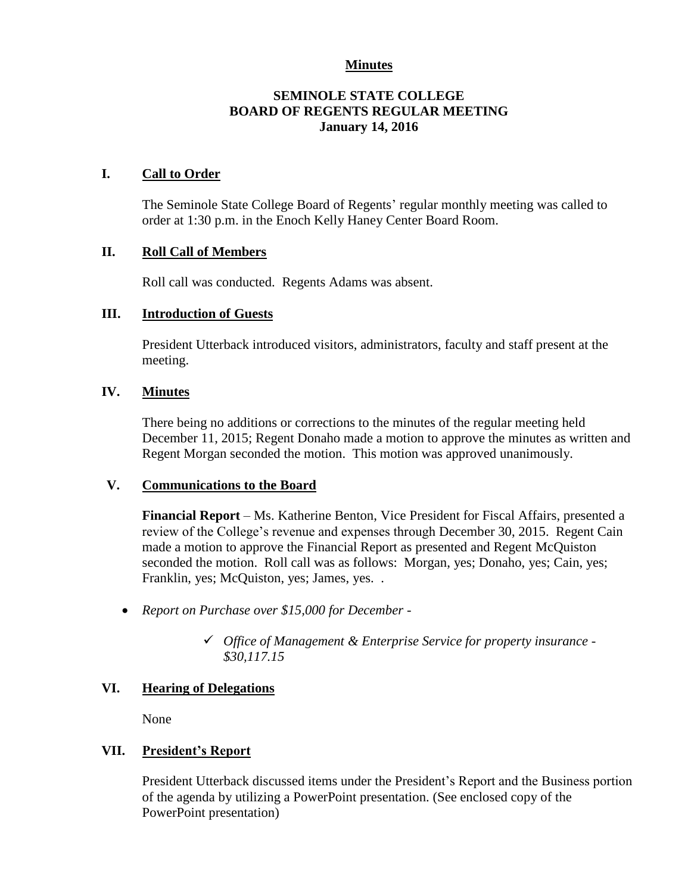**Minutes**

# SEMINOLE STATE COLLEGE
# BOARD OF REGENTS REGULAR MEETING
## January 14, 2016

## I. Call to Order

The Seminole State College Board of Regents' regular monthly meeting was called to order at 1:30 p.m. in the Enoch Kelly Haney Center Board Room.

## II. Roll Call of Members

Roll call was conducted. Regents Adams was absent.

## III. Introduction of Guests

President Utterback introduced visitors, administrators, faculty and staff present at the meeting.

## IV. Minutes

There being no additions or corrections to the minutes of the regular meeting held December 11, 2015; Regent Donaho made a motion to approve the minutes as written and Regent Morgan seconded the motion. This motion was approved unanimously.

## V. Communications to the Board

**Financial Report** – Ms. Katherine Benton, Vice President for Fiscal Affairs, presented a review of the College's revenue and expenses through December 30, 2015. Regent Cain made a motion to approve the Financial Report as presented and Regent McQuiston seconded the motion. Roll call was as follows: Morgan, yes; Donaho, yes; Cain, yes; Franklin, yes; McQuiston, yes; James, yes. .

- *Report on Purchase over $15,000 for December -*
  - ✓ *Office of Management & Enterprise Service for property insurance - $30,117.15*

## VI. Hearing of Delegations

None

## VII. President's Report

President Utterback discussed items under the President's Report and the Business portion of the agenda by utilizing a PowerPoint presentation. (See enclosed copy of the PowerPoint presentation)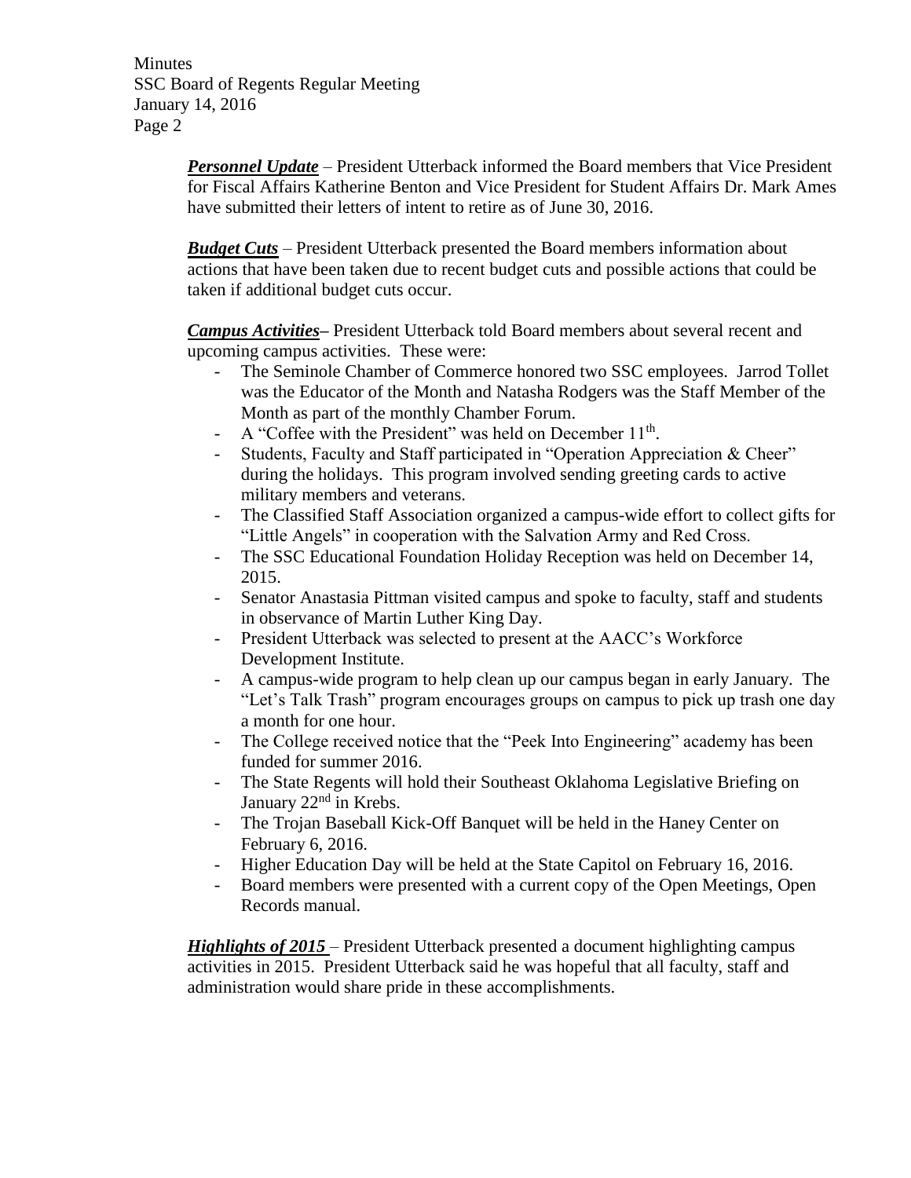***Personnel Update*** – President Utterback informed the Board members that Vice President for Fiscal Affairs Katherine Benton and Vice President for Student Affairs Dr. Mark Ames have submitted their letters of intent to retire as of June 30, 2016.

***Budget Cuts*** – President Utterback presented the Board members information about actions that have been taken due to recent budget cuts and possible actions that could be taken if additional budget cuts occur.

***Campus Activities*** – President Utterback told Board members about several recent and upcoming campus activities. These were:

- The Seminole Chamber of Commerce honored two SSC employees. Jarrod Tollet was the Educator of the Month and Natasha Rodgers was the Staff Member of the Month as part of the monthly Chamber Forum.
- A "Coffee with the President" was held on December 11th.
- Students, Faculty and Staff participated in "Operation Appreciation & Cheer" during the holidays. This program involved sending greeting cards to active military members and veterans.
- The Classified Staff Association organized a campus-wide effort to collect gifts for "Little Angels" in cooperation with the Salvation Army and Red Cross.
- The SSC Educational Foundation Holiday Reception was held on December 14, 2015.
- Senator Anastasia Pittman visited campus and spoke to faculty, staff and students in observance of Martin Luther King Day.
- President Utterback was selected to present at the AACC's Workforce Development Institute.
- A campus-wide program to help clean up our campus began in early January. The "Let's Talk Trash" program encourages groups on campus to pick up trash one day a month for one hour.
- The College received notice that the "Peek Into Engineering" academy has been funded for summer 2016.
- The State Regents will hold their Southeast Oklahoma Legislative Briefing on January 22nd in Krebs.
- The Trojan Baseball Kick-Off Banquet will be held in the Haney Center on February 6, 2016.
- Higher Education Day will be held at the State Capitol on February 16, 2016.
- Board members were presented with a current copy of the Open Meetings, Open Records manual.

***Highlights of 2015*** – President Utterback presented a document highlighting campus activities in 2015. President Utterback said he was hopeful that all faculty, staff and administration would share pride in these accomplishments.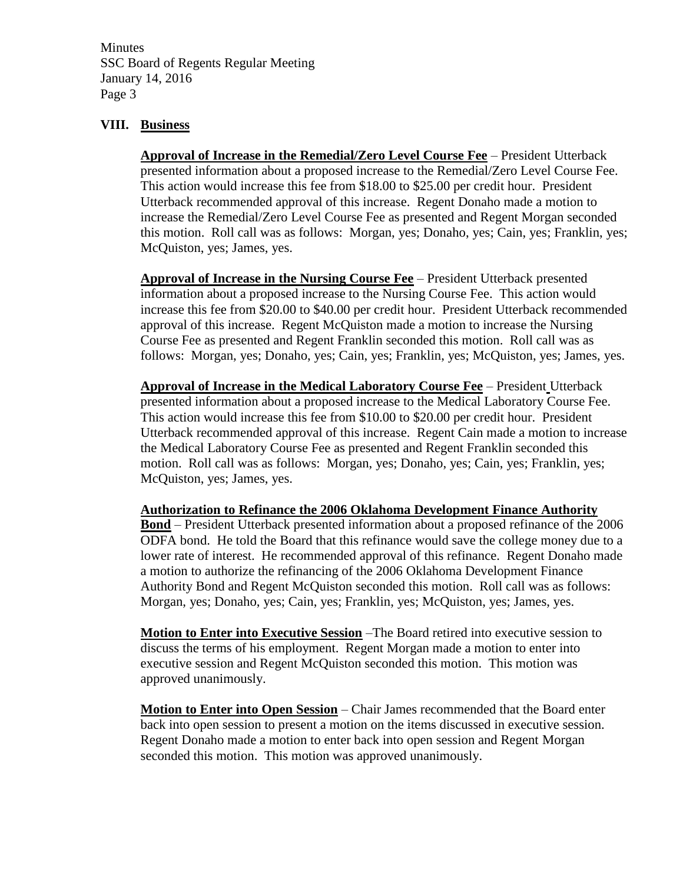## VIII. Business

**Approval of Increase in the Remedial/Zero Level Course Fee** – President Utterback presented information about a proposed increase to the Remedial/Zero Level Course Fee. This action would increase this fee from $18.00 to $25.00 per credit hour. President Utterback recommended approval of this increase. Regent Donaho made a motion to increase the Remedial/Zero Level Course Fee as presented and Regent Morgan seconded this motion. Roll call was as follows: Morgan, yes; Donaho, yes; Cain, yes; Franklin, yes; McQuiston, yes; James, yes.

**Approval of Increase in the Nursing Course Fee** – President Utterback presented information about a proposed increase to the Nursing Course Fee. This action would increase this fee from $20.00 to $40.00 per credit hour. President Utterback recommended approval of this increase. Regent McQuiston made a motion to increase the Nursing Course Fee as presented and Regent Franklin seconded this motion. Roll call was as follows: Morgan, yes; Donaho, yes; Cain, yes; Franklin, yes; McQuiston, yes; James, yes.

**Approval of Increase in the Medical Laboratory Course Fee** – President Utterback presented information about a proposed increase to the Medical Laboratory Course Fee. This action would increase this fee from $10.00 to $20.00 per credit hour. President Utterback recommended approval of this increase. Regent Cain made a motion to increase the Medical Laboratory Course Fee as presented and Regent Franklin seconded this motion. Roll call was as follows: Morgan, yes; Donaho, yes; Cain, yes; Franklin, yes; McQuiston, yes; James, yes.

**Authorization to Refinance the 2006 Oklahoma Development Finance Authority Bond** – President Utterback presented information about a proposed refinance of the 2006 ODFA bond. He told the Board that this refinance would save the college money due to a lower rate of interest. He recommended approval of this refinance. Regent Donaho made a motion to authorize the refinancing of the 2006 Oklahoma Development Finance Authority Bond and Regent McQuiston seconded this motion. Roll call was as follows: Morgan, yes; Donaho, yes; Cain, yes; Franklin, yes; McQuiston, yes; James, yes.

**Motion to Enter into Executive Session** –The Board retired into executive session to discuss the terms of his employment. Regent Morgan made a motion to enter into executive session and Regent McQuiston seconded this motion. This motion was approved unanimously.

**Motion to Enter into Open Session** – Chair James recommended that the Board enter back into open session to present a motion on the items discussed in executive session. Regent Donaho made a motion to enter back into open session and Regent Morgan seconded this motion. This motion was approved unanimously.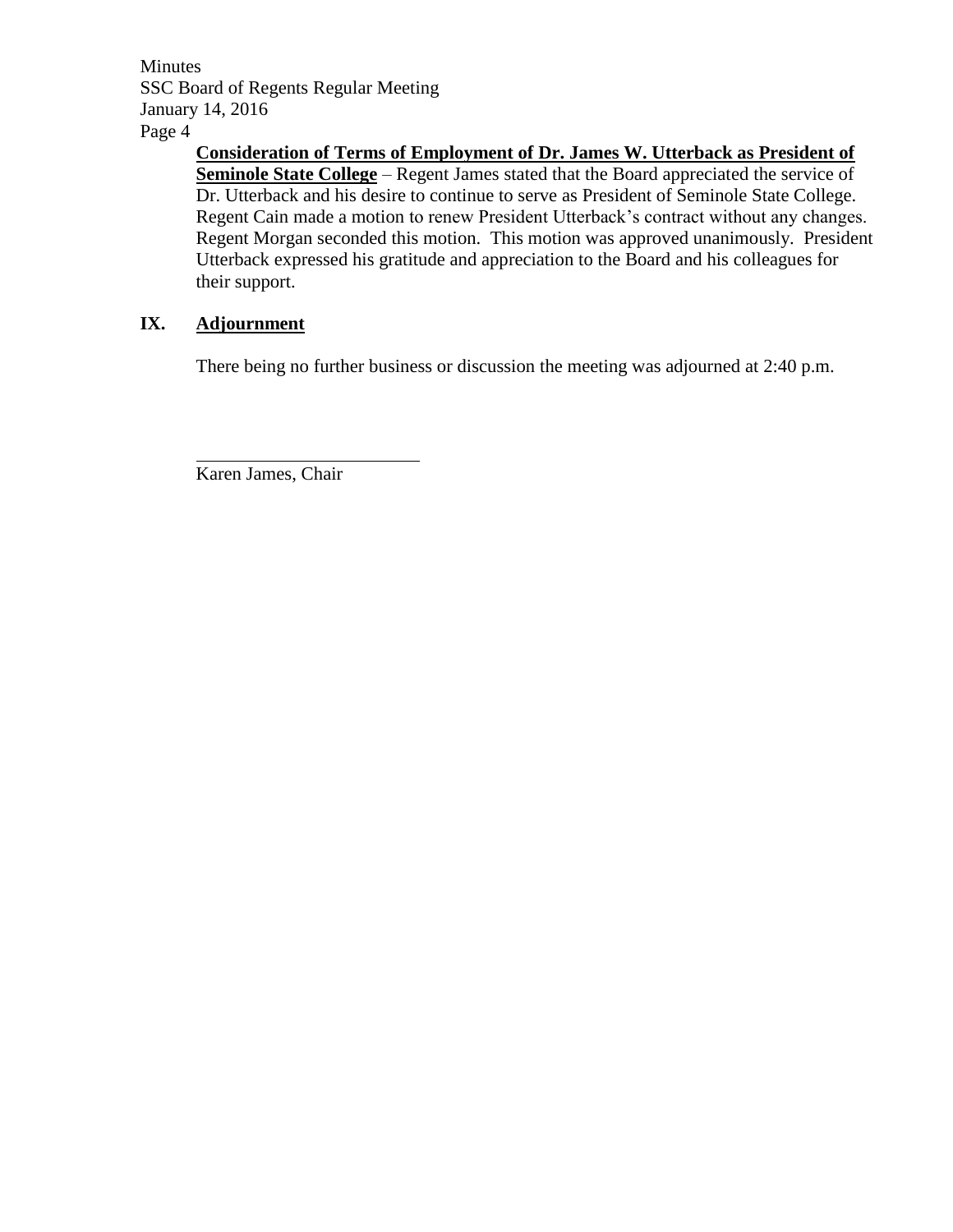**Consideration of Terms of Employment of Dr. James W. Utterback as President of Seminole State College** – Regent James stated that the Board appreciated the service of Dr. Utterback and his desire to continue to serve as President of Seminole State College. Regent Cain made a motion to renew President Utterback's contract without any changes. Regent Morgan seconded this motion. This motion was approved unanimously. President Utterback expressed his gratitude and appreciation to the Board and his colleagues for their support.

## IX. Adjournment

There being no further business or discussion the meeting was adjourned at 2:40 p.m.

\_\_\_\_\_\_\_\_\_\_\_\_\_\_\_\_\_\_\_\_\_\_\_\_\_

Karen James, Chair